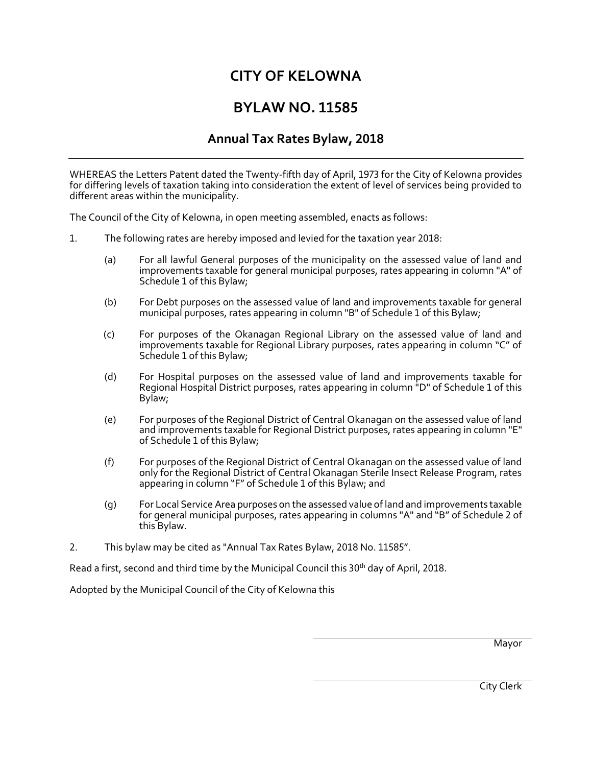# CITY OF KELOWNA

# BYLAW NO. 11585

## Annual Tax Rates Bylaw, 2018

---

WHEREAS the Letters Patent dated the Twenty-fifth day of April, 1973 for the City of Kelowna provides for differing levels of taxation taking into consideration the extent of level of services being provided to different areas within the municipality.

The Council of the City of Kelowna, in open meeting assembled, enacts as follows:

1. The following rates are hereby imposed and levied for the taxation year 2018:

   (a) For all lawful General purposes of the municipality on the assessed value of land and improvements taxable for general municipal purposes, rates appearing in column "A" of Schedule 1 of this Bylaw;

   (b) For Debt purposes on the assessed value of land and improvements taxable for general municipal purposes, rates appearing in column "B" of Schedule 1 of this Bylaw;

   (c) For purposes of the Okanagan Regional Library on the assessed value of land and improvements taxable for Regional Library purposes, rates appearing in column "C" of Schedule 1 of this Bylaw;

   (d) For Hospital purposes on the assessed value of land and improvements taxable for Regional Hospital District purposes, rates appearing in column "D" of Schedule 1 of this Bylaw;

   (e) For purposes of the Regional District of Central Okanagan on the assessed value of land and improvements taxable for Regional District purposes, rates appearing in column "E" of Schedule 1 of this Bylaw;

   (f) For purposes of the Regional District of Central Okanagan on the assessed value of land only for the Regional District of Central Okanagan Sterile Insect Release Program, rates appearing in column "F" of Schedule 1 of this Bylaw; and

   (g) For Local Service Area purposes on the assessed value of land and improvements taxable for general municipal purposes, rates appearing in columns "A" and "B" of Schedule 2 of this Bylaw.

2. This bylaw may be cited as "Annual Tax Rates Bylaw, 2018 No. 11585".

Read a first, second and third time by the Municipal Council this 30th day of April, 2018.

Adopted by the Municipal Council of the City of Kelowna this

Mayor

City Clerk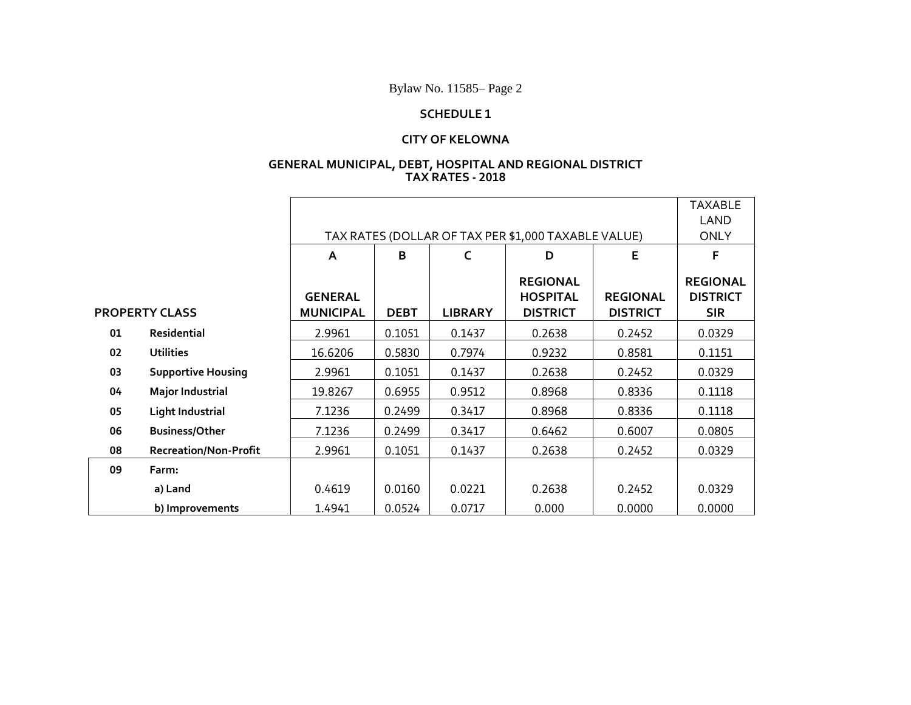Bylaw No. 11585– Page 2

## SCHEDULE 1

## CITY OF KELOWNA

### GENERAL MUNICIPAL, DEBT, HOSPITAL AND REGIONAL DISTRICT TAX RATES - 2018

| | | TAX RATES (DOLLAR OF TAX PER $1,000 TAXABLE VALUE) | | | | | TAXABLE LAND ONLY |
|---|---|---|---|---|---|---|---|
| | | **A** | **B** | **C** | **D** | **E** | **F** |
| **PROPERTY CLASS** | | **GENERAL MUNICIPAL** | **DEBT** | **LIBRARY** | **REGIONAL HOSPITAL DISTRICT** | **REGIONAL DISTRICT** | **REGIONAL DISTRICT SIR** |
| **01** | **Residential** | 2.9961 | 0.1051 | 0.1437 | 0.2638 | 0.2452 | 0.0329 |
| **02** | **Utilities** | 16.6206 | 0.5830 | 0.7974 | 0.9232 | 0.8581 | 0.1151 |
| **03** | **Supportive Housing** | 2.9961 | 0.1051 | 0.1437 | 0.2638 | 0.2452 | 0.0329 |
| **04** | **Major Industrial** | 19.8267 | 0.6955 | 0.9512 | 0.8968 | 0.8336 | 0.1118 |
| **05** | **Light Industrial** | 7.1236 | 0.2499 | 0.3417 | 0.8968 | 0.8336 | 0.1118 |
| **06** | **Business/Other** | 7.1236 | 0.2499 | 0.3417 | 0.6462 | 0.6007 | 0.0805 |
| **08** | **Recreation/Non-Profit** | 2.9961 | 0.1051 | 0.1437 | 0.2638 | 0.2452 | 0.0329 |
| **09** | **Farm:** | | | | | | |
| | **a) Land** | 0.4619 | 0.0160 | 0.0221 | 0.2638 | 0.2452 | 0.0329 |
| | **b) Improvements** | 1.4941 | 0.0524 | 0.0717 | 0.000 | 0.0000 | 0.0000 |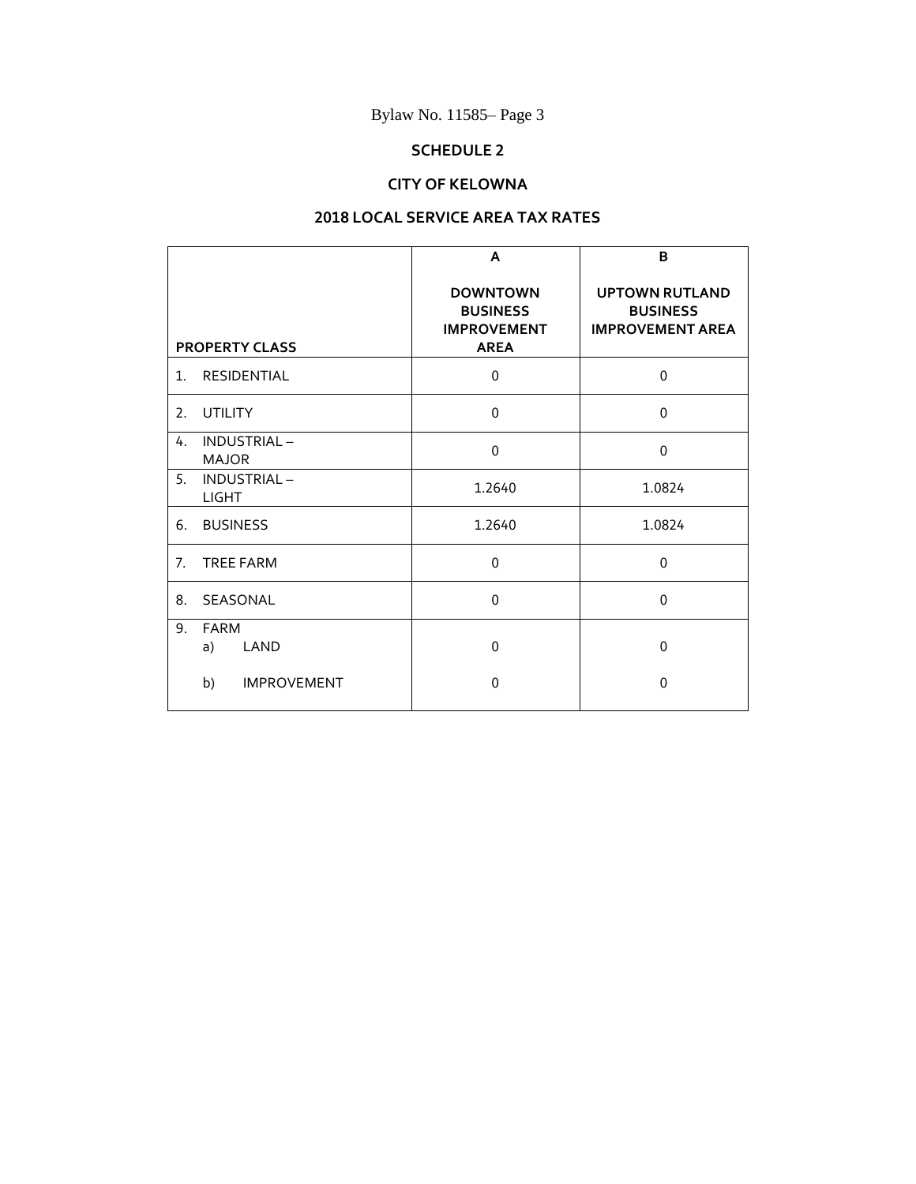Bylaw No. 11585– Page 3

## SCHEDULE 2

## CITY OF KELOWNA

## 2018 LOCAL SERVICE AREA TAX RATES

| PROPERTY CLASS | A<br>DOWNTOWN BUSINESS IMPROVEMENT AREA | B<br>UPTOWN RUTLAND BUSINESS IMPROVEMENT AREA |
|---|---|---|
| 1. RESIDENTIAL | 0 | 0 |
| 2. UTILITY | 0 | 0 |
| 4. INDUSTRIAL – MAJOR | 0 | 0 |
| 5. INDUSTRIAL – LIGHT | 1.2640 | 1.0824 |
| 6. BUSINESS | 1.2640 | 1.0824 |
| 7. TREE FARM | 0 | 0 |
| 8. SEASONAL | 0 | 0 |
| 9. FARM | | |
| a) LAND | 0 | 0 |
| b) IMPROVEMENT | 0 | 0 |